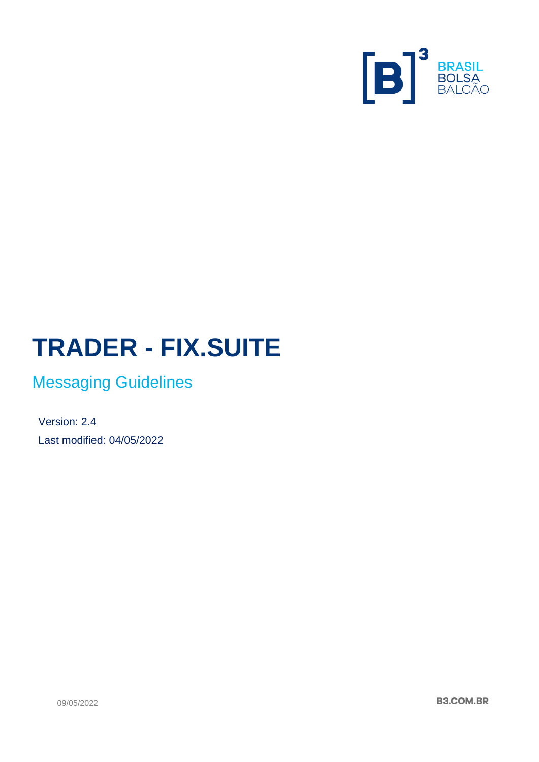# TRADER - FIX.SUITE

## Messaging Guidelines

Version: 2.4

Last modified: 04/05/2022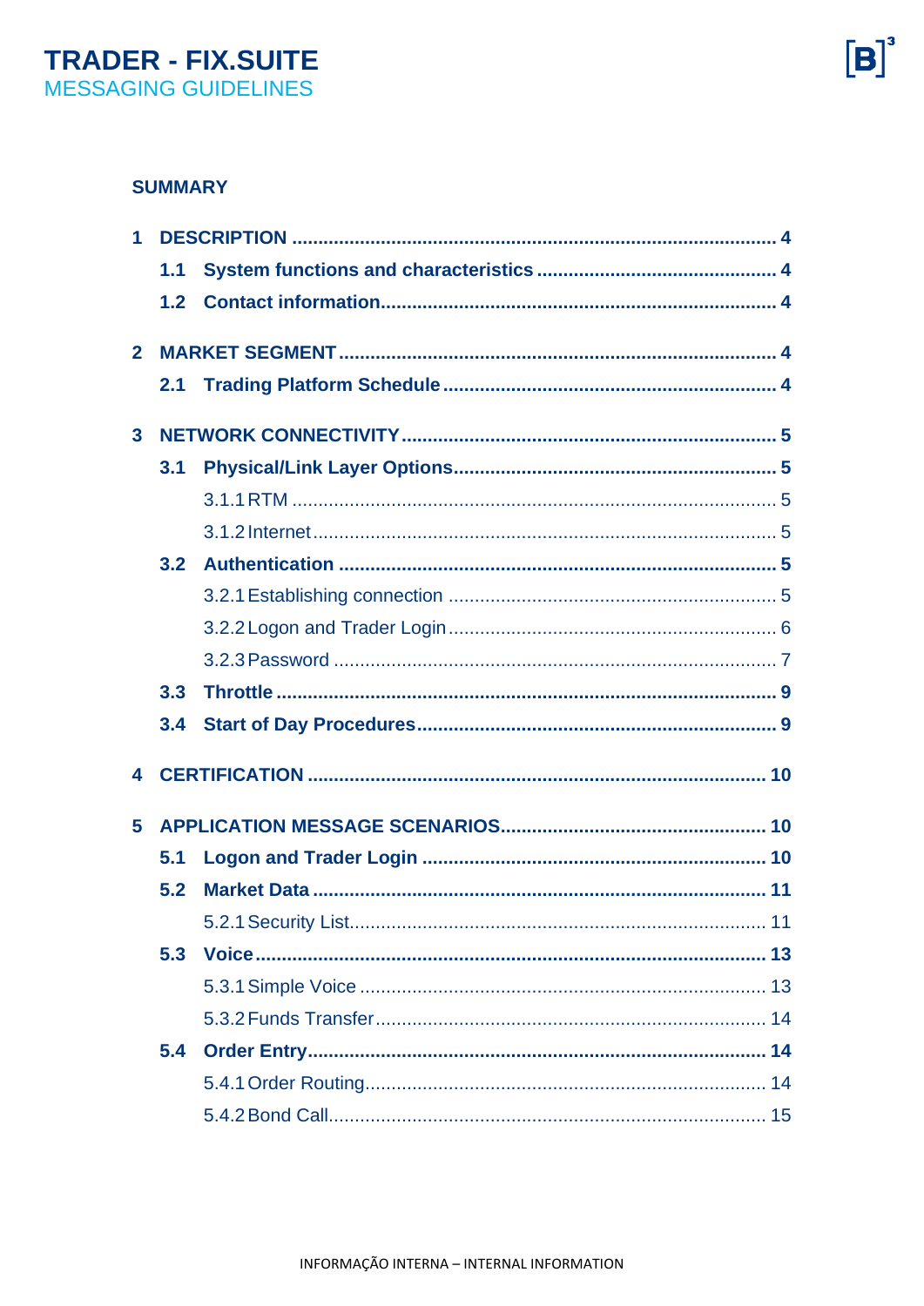## SUMMARY

- 1 DESCRIPTION ..... 4
  - 1.1 System functions and characteristics ..... 4
  - 1.2 Contact information ..... 4
- 2 MARKET SEGMENT ..... 4
  - 2.1 Trading Platform Schedule ..... 4
- 3 NETWORK CONNECTIVITY ..... 5
  - 3.1 Physical/Link Layer Options ..... 5
    - 3.1.1 RTM ..... 5
    - 3.1.2 Internet ..... 5
  - 3.2 Authentication ..... 5
    - 3.2.1 Establishing connection ..... 5
    - 3.2.2 Logon and Trader Login ..... 6
    - 3.2.3 Password ..... 7
  - 3.3 Throttle ..... 9
  - 3.4 Start of Day Procedures ..... 9
- 4 CERTIFICATION ..... 10
- 5 APPLICATION MESSAGE SCENARIOS ..... 10
  - 5.1 Logon and Trader Login ..... 10
  - 5.2 Market Data ..... 11
    - 5.2.1 Security List ..... 11
  - 5.3 Voice ..... 13
    - 5.3.1 Simple Voice ..... 13
    - 5.3.2 Funds Transfer ..... 14
  - 5.4 Order Entry ..... 14
    - 5.4.1 Order Routing ..... 14
    - 5.4.2 Bond Call ..... 15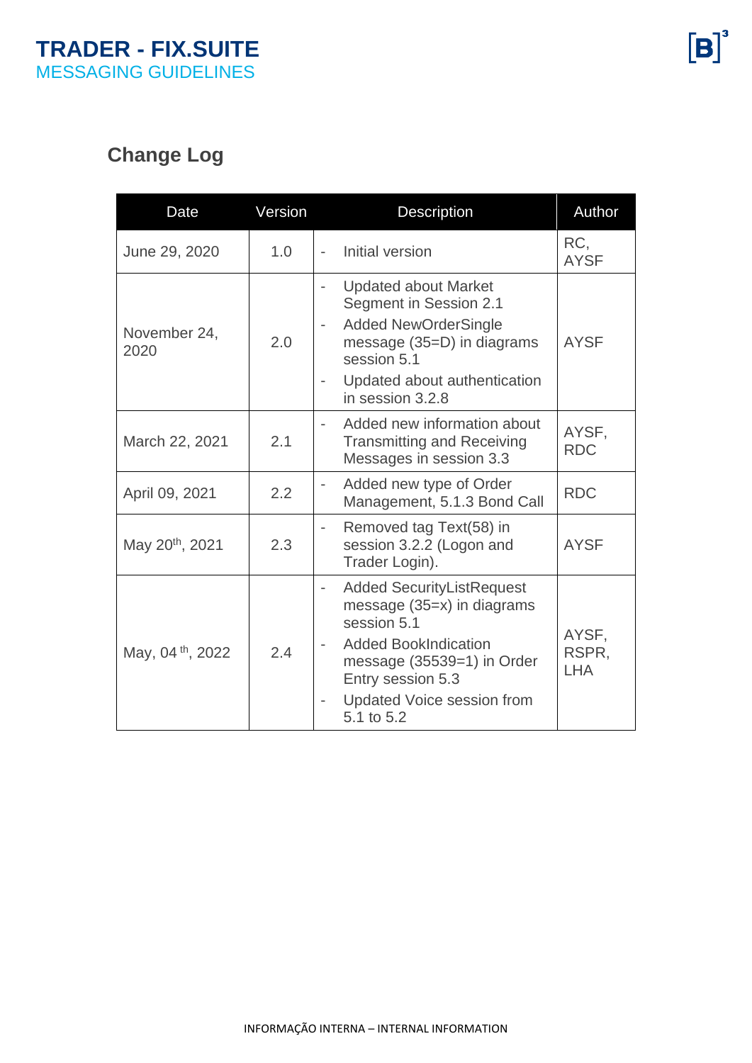## Change Log

| Date | Version | Description | Author |
|---|---|---|---|
| June 29, 2020 | 1.0 | - Initial version | RC, AYSF |
| November 24, 2020 | 2.0 | - Updated about Market Segment in Session 2.1<br>- Added NewOrderSingle message (35=D) in diagrams session 5.1<br>- Updated about authentication in session 3.2.8 | AYSF |
| March 22, 2021 | 2.1 | - Added new information about Transmitting and Receiving Messages in session 3.3 | AYSF, RDC |
| April 09, 2021 | 2.2 | - Added new type of Order Management, 5.1.3 Bond Call | RDC |
| May 20th, 2021 | 2.3 | - Removed tag Text(58) in session 3.2.2 (Logon and Trader Login). | AYSF |
| May, 04 th, 2022 | 2.4 | - Added SecurityListRequest message (35=x) in diagrams session 5.1<br>- Added BookIndication message (35539=1) in Order Entry session 5.3<br>- Updated Voice session from 5.1 to 5.2 | AYSF, RSPR, LHA |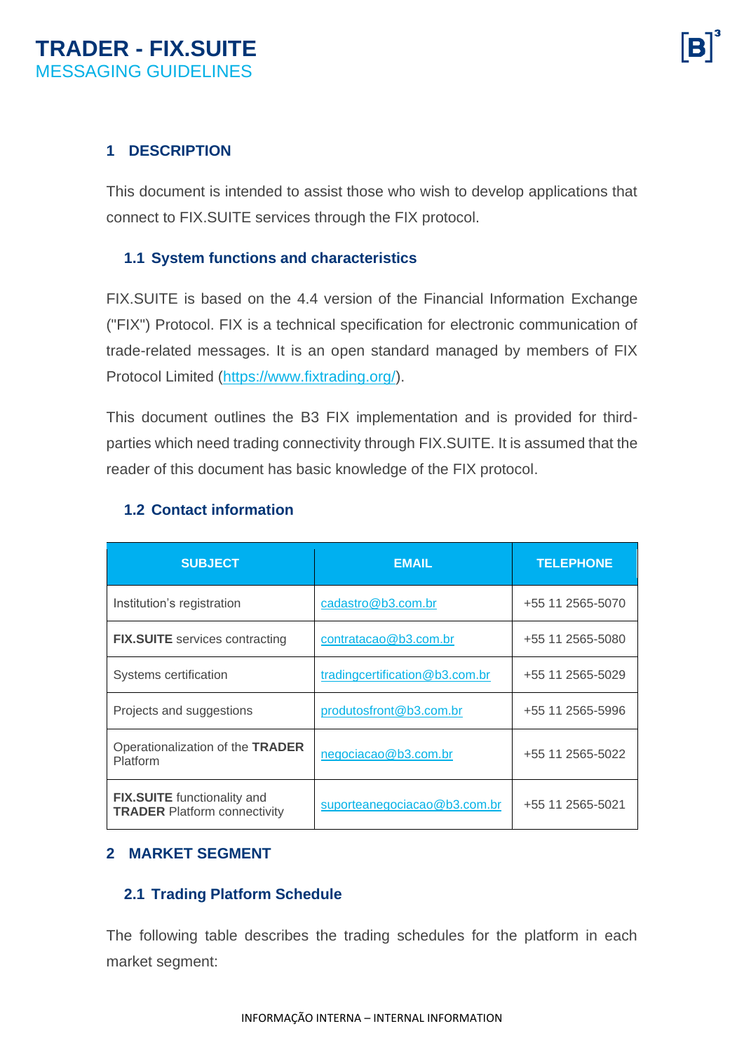## 1 DESCRIPTION

This document is intended to assist those who wish to develop applications that connect to FIX.SUITE services through the FIX protocol.

### 1.1 System functions and characteristics

FIX.SUITE is based on the 4.4 version of the Financial Information Exchange ("FIX") Protocol. FIX is a technical specification for electronic communication of trade-related messages. It is an open standard managed by members of FIX Protocol Limited (https://www.fixtrading.org/).

This document outlines the B3 FIX implementation and is provided for third-parties which need trading connectivity through FIX.SUITE. It is assumed that the reader of this document has basic knowledge of the FIX protocol.

### 1.2 Contact information

| SUBJECT | EMAIL | TELEPHONE |
|---|---|---|
| Institution's registration | cadastro@b3.com.br | +55 11 2565-5070 |
| **FIX.SUITE** services contracting | contratacao@b3.com.br | +55 11 2565-5080 |
| Systems certification | tradingcertification@b3.com.br | +55 11 2565-5029 |
| Projects and suggestions | produtosfront@b3.com.br | +55 11 2565-5996 |
| Operationalization of the **TRADER** Platform | negociacao@b3.com.br | +55 11 2565-5022 |
| **FIX.SUITE** functionality and **TRADER** Platform connectivity | suporteanegociacao@b3.com.br | +55 11 2565-5021 |

## 2 MARKET SEGMENT

### 2.1 Trading Platform Schedule

The following table describes the trading schedules for the platform in each market segment: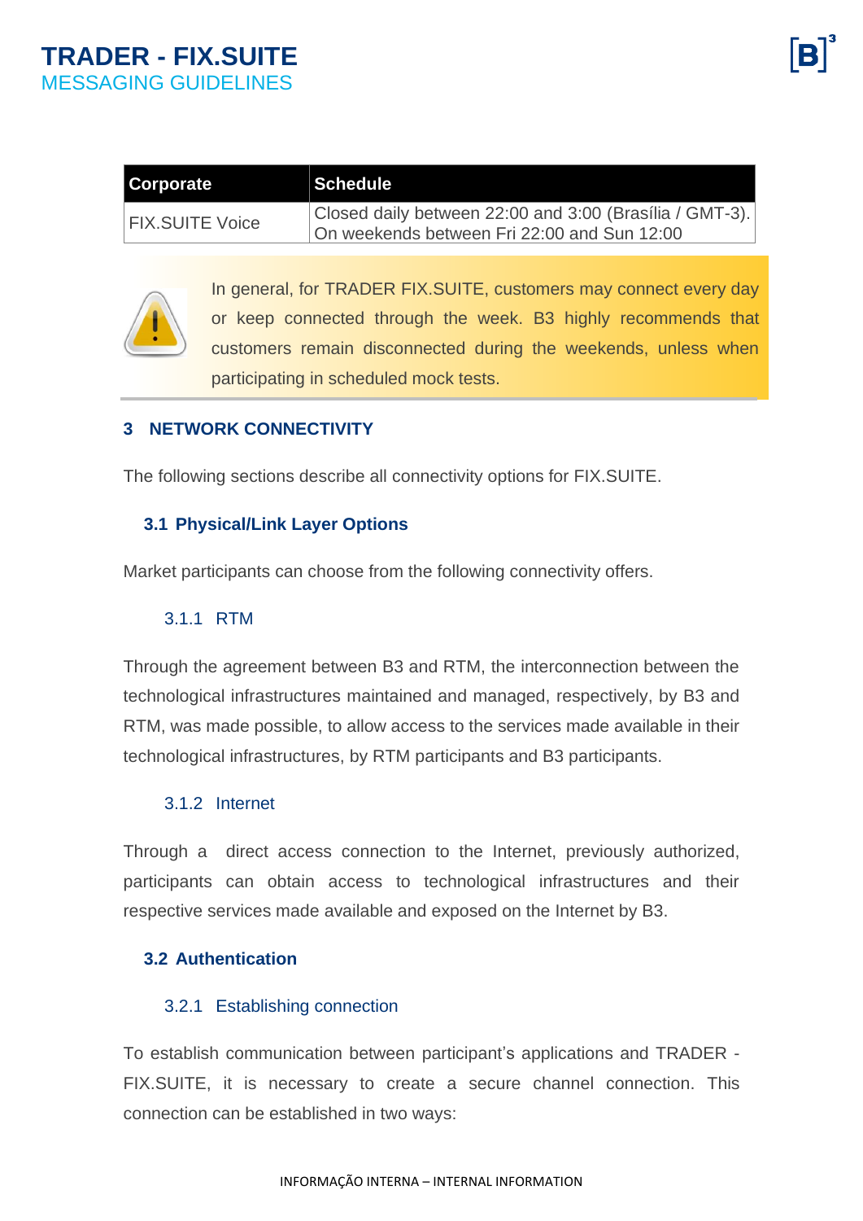| Corporate | Schedule |
|---|---|
| FIX.SUITE Voice | Closed daily between 22:00 and 3:00 (Brasília / GMT-3). On weekends between Fri 22:00 and Sun 12:00 |

In general, for TRADER FIX.SUITE, customers may connect every day or keep connected through the week. B3 highly recommends that customers remain disconnected during the weekends, unless when participating in scheduled mock tests.

## 3 NETWORK CONNECTIVITY

The following sections describe all connectivity options for FIX.SUITE.

### 3.1 Physical/Link Layer Options

Market participants can choose from the following connectivity offers.

#### 3.1.1 RTM

Through the agreement between B3 and RTM, the interconnection between the technological infrastructures maintained and managed, respectively, by B3 and RTM, was made possible, to allow access to the services made available in their technological infrastructures, by RTM participants and B3 participants.

#### 3.1.2 Internet

Through a direct access connection to the Internet, previously authorized, participants can obtain access to technological infrastructures and their respective services made available and exposed on the Internet by B3.

### 3.2 Authentication

#### 3.2.1 Establishing connection

To establish communication between participant's applications and TRADER - FIX.SUITE, it is necessary to create a secure channel connection. This connection can be established in two ways: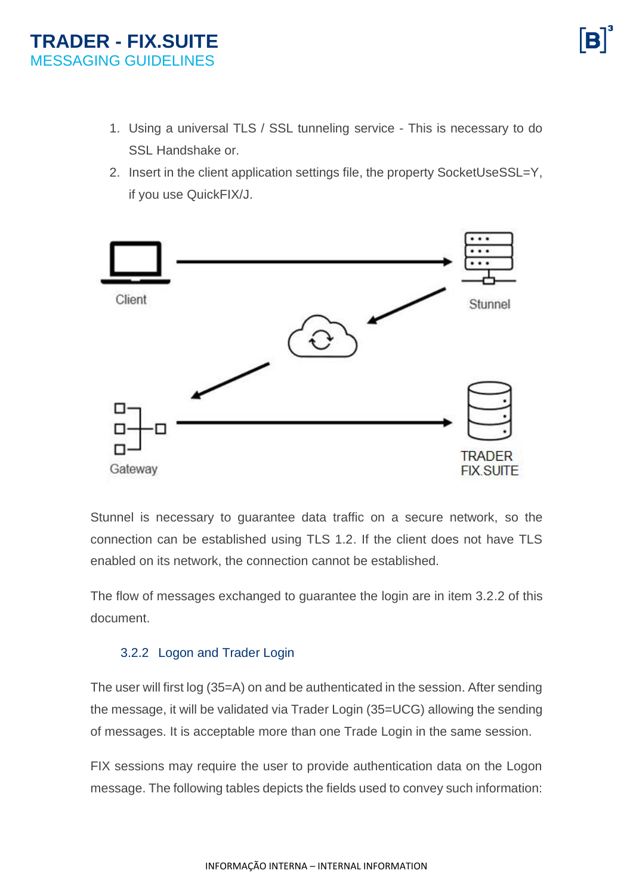1. Using a universal TLS / SSL tunneling service - This is necessary to do SSL Handshake or.
2. Insert in the client application settings file, the property SocketUseSSL=Y, if you use QuickFIX/J.

Stunnel is necessary to guarantee data traffic on a secure network, so the connection can be established using TLS 1.2. If the client does not have TLS enabled on its network, the connection cannot be established.

The flow of messages exchanged to guarantee the login are in item 3.2.2 of this document.

### 3.2.2 Logon and Trader Login

The user will first log (35=A) on and be authenticated in the session. After sending the message, it will be validated via Trader Login (35=UCG) allowing the sending of messages. It is acceptable more than one Trade Login in the same session.

FIX sessions may require the user to provide authentication data on the Logon message. The following tables depicts the fields used to convey such information: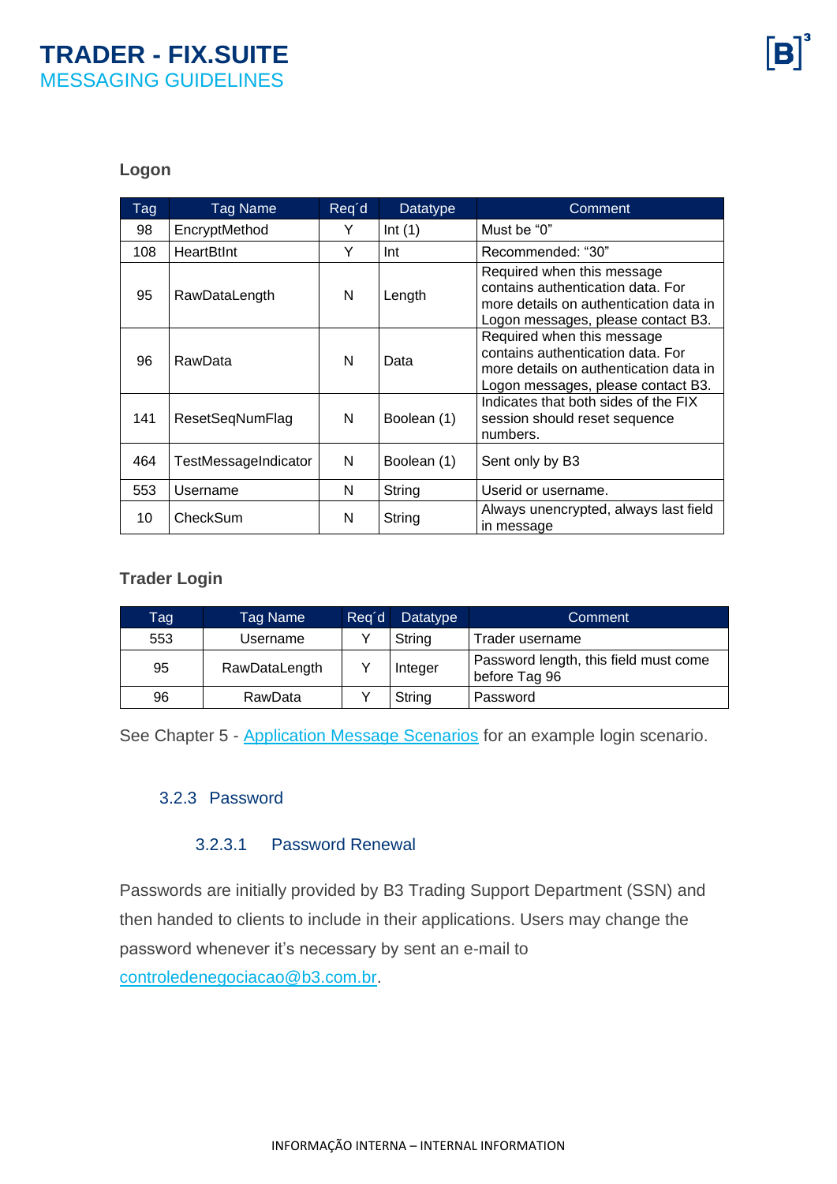**Logon**

| Tag | Tag Name | Req´d | Datatype | Comment |
|---|---|---|---|---|
| 98 | EncryptMethod | Y | Int (1) | Must be “0” |
| 108 | HeartBtInt | Y | Int | Recommended: “30” |
| 95 | RawDataLength | N | Length | Required when this message contains authentication data. For more details on authentication data in Logon messages, please contact B3. |
| 96 | RawData | N | Data | Required when this message contains authentication data. For more details on authentication data in Logon messages, please contact B3. |
| 141 | ResetSeqNumFlag | N | Boolean (1) | Indicates that both sides of the FIX session should reset sequence numbers. |
| 464 | TestMessageIndicator | N | Boolean (1) | Sent only by B3 |
| 553 | Username | N | String | Userid or username. |
| 10 | CheckSum | N | String | Always unencrypted, always last field in message |

**Trader Login**

| Tag | Tag Name | Req´d | Datatype | Comment |
|---|---|---|---|---|
| 553 | Username | Y | String | Trader username |
| 95 | RawDataLength | Y | Integer | Password length, this field must come before Tag 96 |
| 96 | RawData | Y | String | Password |

See Chapter 5 - Application Message Scenarios for an example login scenario.

### 3.2.3 Password

#### 3.2.3.1 Password Renewal

Passwords are initially provided by B3 Trading Support Department (SSN) and then handed to clients to include in their applications. Users may change the password whenever it’s necessary by sent an e-mail to controledenegociacao@b3.com.br.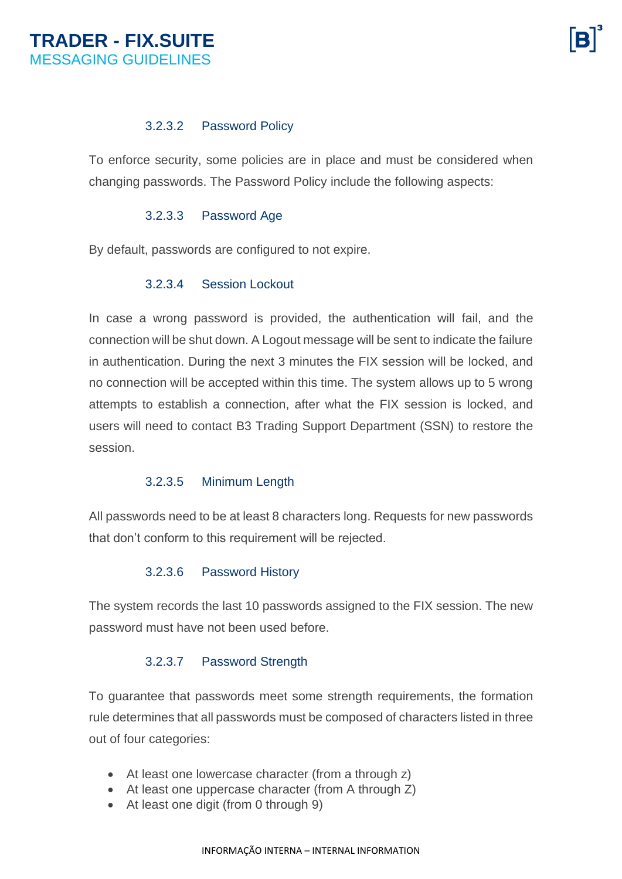#### 3.2.3.2 Password Policy

To enforce security, some policies are in place and must be considered when changing passwords. The Password Policy include the following aspects:

#### 3.2.3.3 Password Age

By default, passwords are configured to not expire.

#### 3.2.3.4 Session Lockout

In case a wrong password is provided, the authentication will fail, and the connection will be shut down. A Logout message will be sent to indicate the failure in authentication. During the next 3 minutes the FIX session will be locked, and no connection will be accepted within this time. The system allows up to 5 wrong attempts to establish a connection, after what the FIX session is locked, and users will need to contact B3 Trading Support Department (SSN) to restore the session.

#### 3.2.3.5 Minimum Length

All passwords need to be at least 8 characters long. Requests for new passwords that don't conform to this requirement will be rejected.

#### 3.2.3.6 Password History

The system records the last 10 passwords assigned to the FIX session. The new password must have not been used before.

#### 3.2.3.7 Password Strength

To guarantee that passwords meet some strength requirements, the formation rule determines that all passwords must be composed of characters listed in three out of four categories:

- At least one lowercase character (from a through z)
- At least one uppercase character (from A through Z)
- At least one digit (from 0 through 9)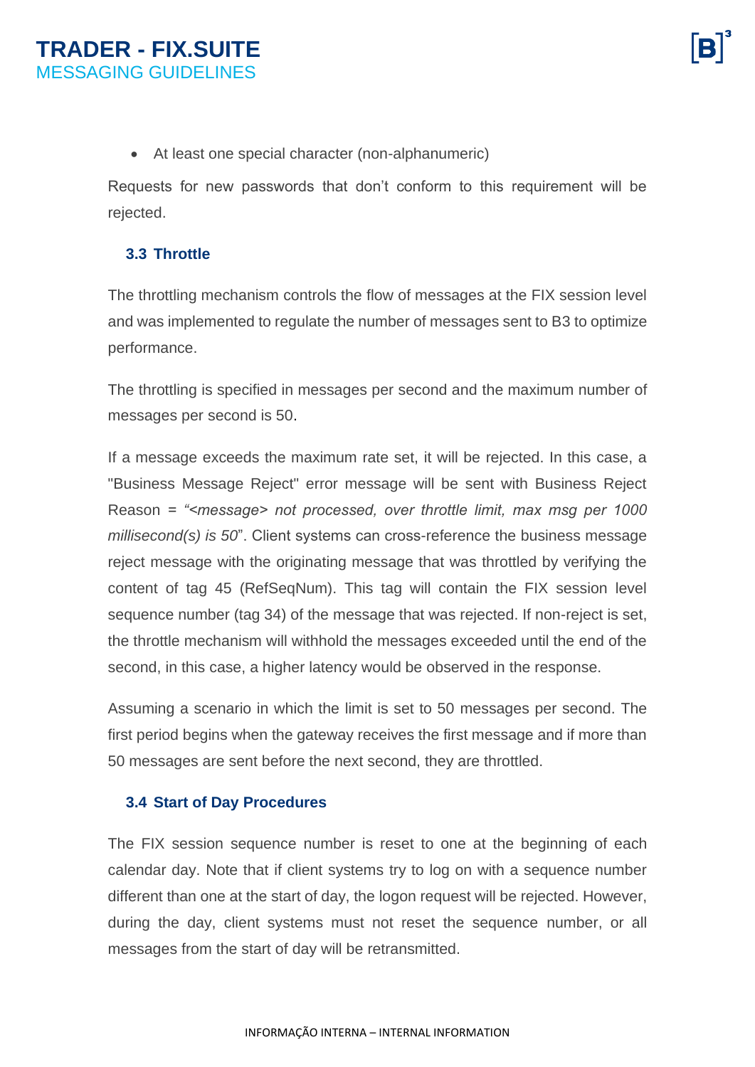- At least one special character (non-alphanumeric)

Requests for new passwords that don't conform to this requirement will be rejected.

### 3.3 Throttle

The throttling mechanism controls the flow of messages at the FIX session level and was implemented to regulate the number of messages sent to B3 to optimize performance.

The throttling is specified in messages per second and the maximum number of messages per second is 50.

If a message exceeds the maximum rate set, it will be rejected. In this case, a "Business Message Reject" error message will be sent with Business Reject Reason = *"<message> not processed, over throttle limit, max msg per 1000 millisecond(s) is 50*". Client systems can cross-reference the business message reject message with the originating message that was throttled by verifying the content of tag 45 (RefSeqNum). This tag will contain the FIX session level sequence number (tag 34) of the message that was rejected. If non-reject is set, the throttle mechanism will withhold the messages exceeded until the end of the second, in this case, a higher latency would be observed in the response.

Assuming a scenario in which the limit is set to 50 messages per second. The first period begins when the gateway receives the first message and if more than 50 messages are sent before the next second, they are throttled.

### 3.4 Start of Day Procedures

The FIX session sequence number is reset to one at the beginning of each calendar day. Note that if client systems try to log on with a sequence number different than one at the start of day, the logon request will be rejected. However, during the day, client systems must not reset the sequence number, or all messages from the start of day will be retransmitted.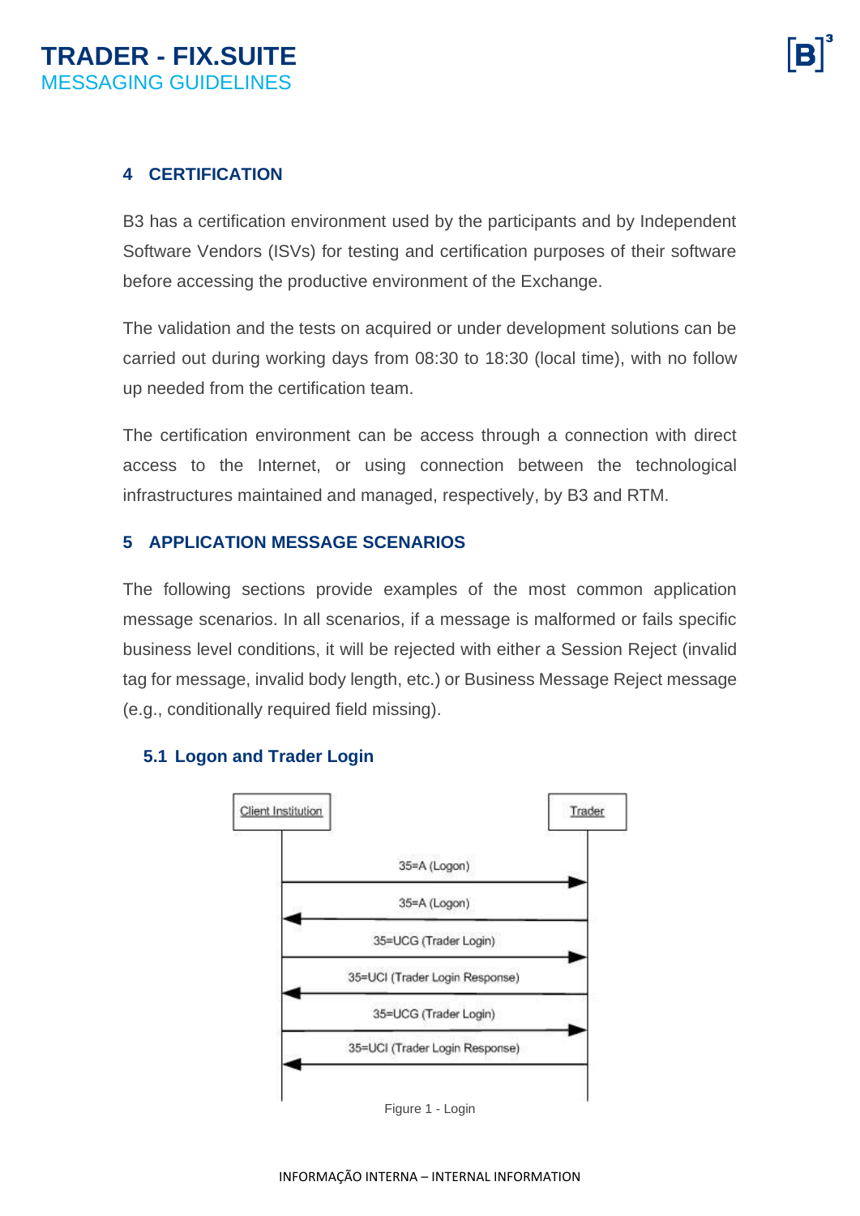## 4 CERTIFICATION

B3 has a certification environment used by the participants and by Independent Software Vendors (ISVs) for testing and certification purposes of their software before accessing the productive environment of the Exchange.

The validation and the tests on acquired or under development solutions can be carried out during working days from 08:30 to 18:30 (local time), with no follow up needed from the certification team.

The certification environment can be access through a connection with direct access to the Internet, or using connection between the technological infrastructures maintained and managed, respectively, by B3 and RTM.

## 5 APPLICATION MESSAGE SCENARIOS

The following sections provide examples of the most common application message scenarios. In all scenarios, if a message is malformed or fails specific business level conditions, it will be rejected with either a Session Reject (invalid tag for message, invalid body length, etc.) or Business Message Reject message (e.g., conditionally required field missing).

### 5.1 Logon and Trader Login

Client Institution → Trader: 35=A (Logon)
Trader → Client Institution: 35=A (Logon)
Client Institution → Trader: 35=UCG (Trader Login)
Trader → Client Institution: 35=UCI (Trader Login Response)
Client Institution → Trader: 35=UCG (Trader Login)
Trader → Client Institution: 35=UCI (Trader Login Response)

Figure 1 - Login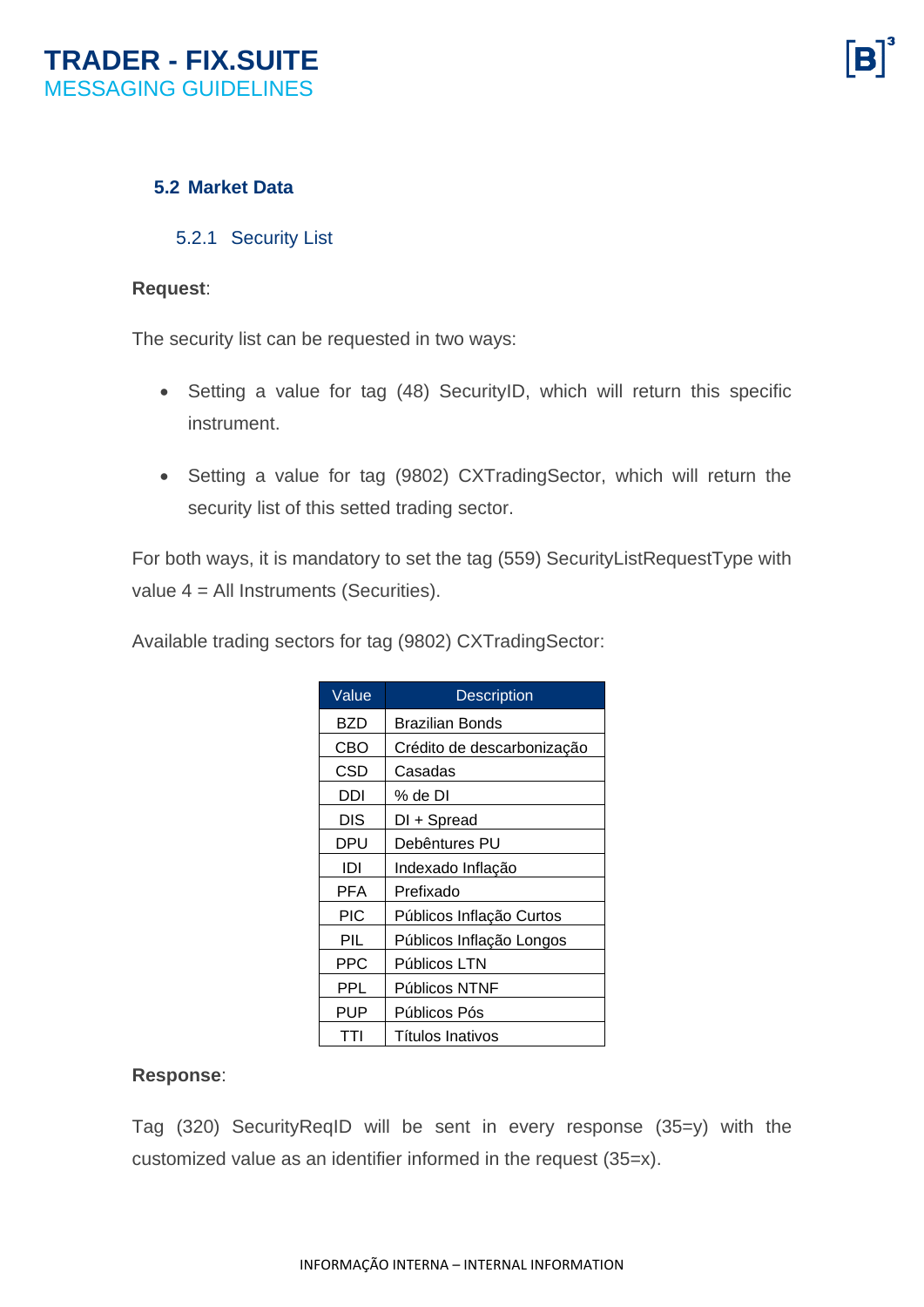## 5.2 Market Data

### 5.2.1 Security List

**Request**:

The security list can be requested in two ways:

- Setting a value for tag (48) SecurityID, which will return this specific instrument.
- Setting a value for tag (9802) CXTradingSector, which will return the security list of this setted trading sector.

For both ways, it is mandatory to set the tag (559) SecurityListRequestType with value 4 = All Instruments (Securities).

Available trading sectors for tag (9802) CXTradingSector:

| Value | Description |
|---|---|
| BZD | Brazilian Bonds |
| CBO | Crédito de descarbonização |
| CSD | Casadas |
| DDI | % de DI |
| DIS | DI + Spread |
| DPU | Debêntures PU |
| IDI | Indexado Inflação |
| PFA | Prefixado |
| PIC | Públicos Inflação Curtos |
| PIL | Públicos Inflação Longos |
| PPC | Públicos LTN |
| PPL | Públicos NTNF |
| PUP | Públicos Pós |
| TTI | Títulos Inativos |

**Response**:

Tag (320) SecurityReqID will be sent in every response (35=y) with the customized value as an identifier informed in the request (35=x).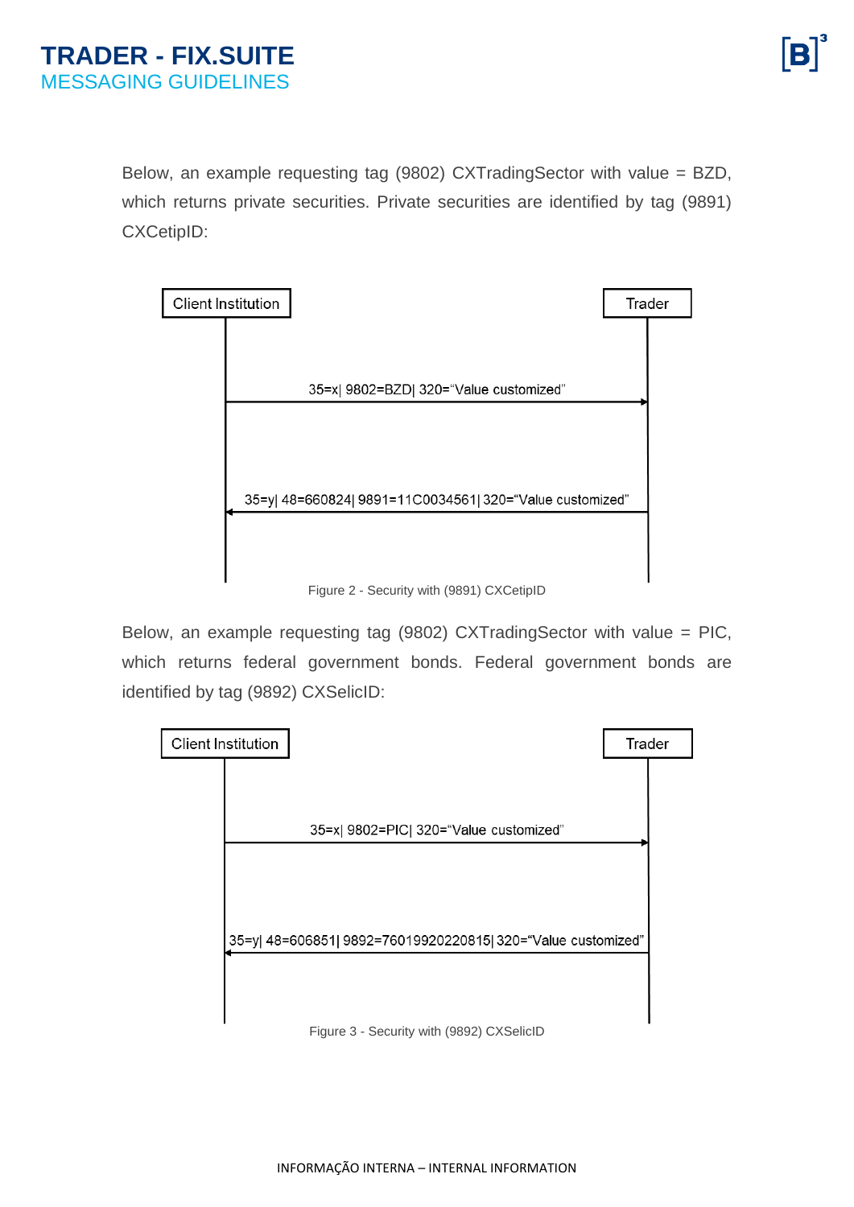Below, an example requesting tag (9802) CXTradingSector with value = BZD, which returns private securities. Private securities are identified by tag (9891) CXCetipID:

Client Institution → Trader: 35=x| 9802=BZD| 320="Value customized"

Trader → Client Institution: 35=y| 48=660824| 9891=11C0034561| 320="Value customized"

Figure 2 - Security with (9891) CXCetipID

Below, an example requesting tag (9802) CXTradingSector with value = PIC, which returns federal government bonds. Federal government bonds are identified by tag (9892) CXSelicID:

Client Institution → Trader: 35=x| 9802=PIC| 320="Value customized"

Trader → Client Institution: 35=y| 48=606851| 9892=76019920220815| 320="Value customized"

Figure 3 - Security with (9892) CXSelicID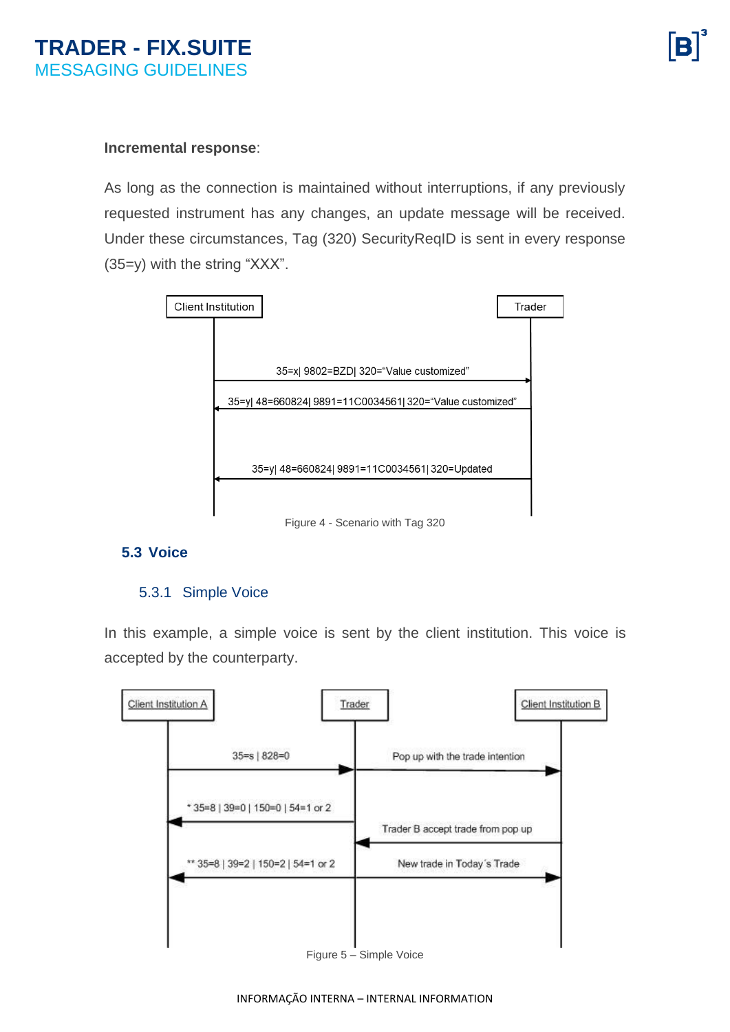**Incremental response**:

As long as the connection is maintained without interruptions, if any previously requested instrument has any changes, an update message will be received. Under these circumstances, Tag (320) SecurityReqID is sent in every response (35=y) with the string “XXX”.

Client Institution | Trader

35=x| 9802=BZD| 320=“Value customized”

35=y| 48=660824| 9891=11C0034561| 320=“Value customized”

35=y| 48=660824| 9891=11C0034561| 320=Updated

Figure 4 - Scenario with Tag 320

## 5.3 Voice

### 5.3.1 Simple Voice

In this example, a simple voice is sent by the client institution. This voice is accepted by the counterparty.

Client Institution A | Trader | Client Institution B

35=s | 828=0

Pop up with the trade intention

* 35=8 | 39=0 | 150=0 | 54=1 or 2

Trader B accept trade from pop up

** 35=8 | 39=2 | 150=2 | 54=1 or 2

New trade in Today´s Trade

Figure 5 – Simple Voice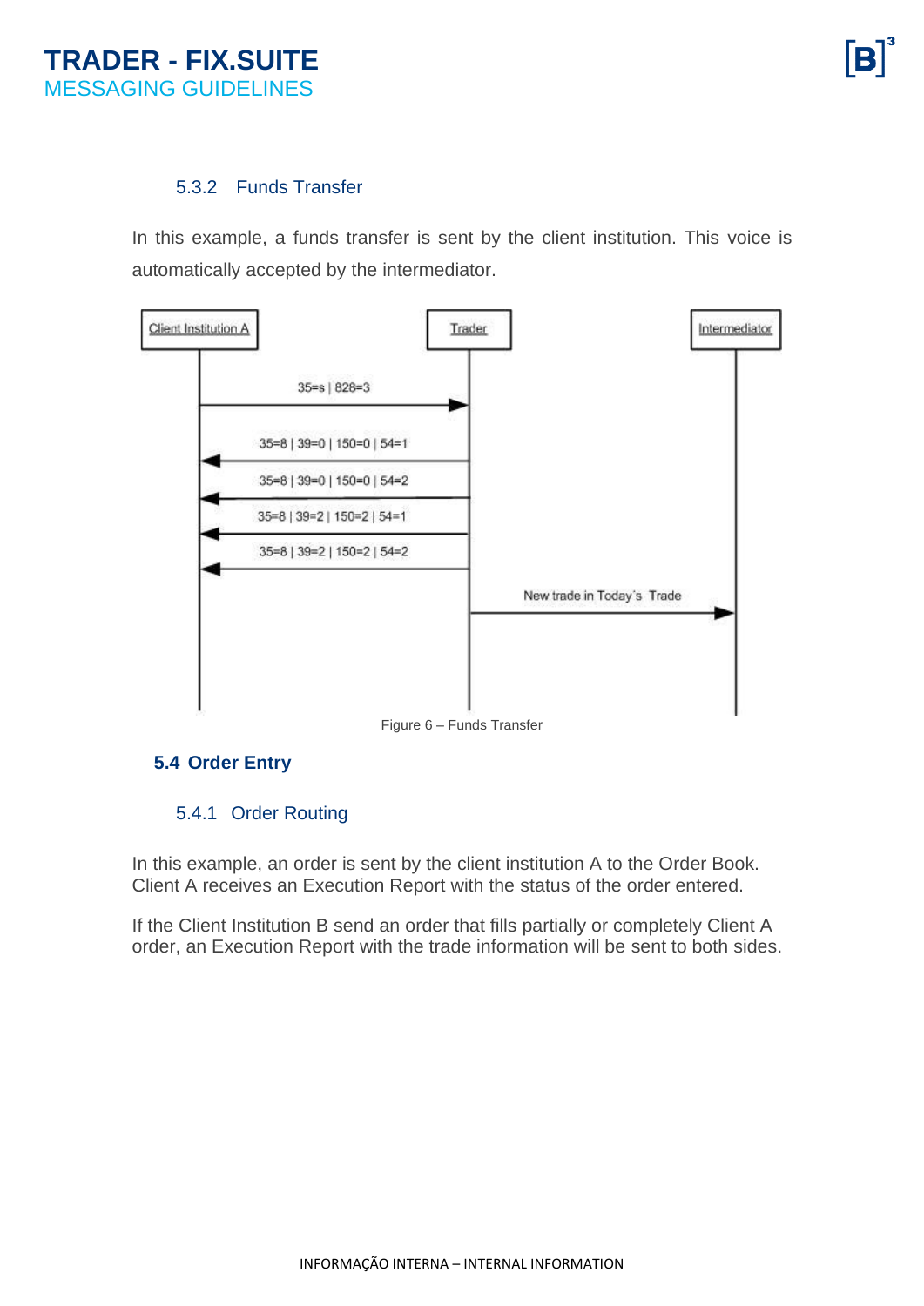### 5.3.2 Funds Transfer

In this example, a funds transfer is sent by the client institution. This voice is automatically accepted by the intermediator.

Client Institution A | Trader | Intermediator

35=s | 828=3

35=8 | 39=0 | 150=0 | 54=1

35=8 | 39=0 | 150=0 | 54=2

35=8 | 39=2 | 150=2 | 54=1

35=8 | 39=2 | 150=2 | 54=2

New trade in Today's Trade

Figure 6 – Funds Transfer

## 5.4 Order Entry

### 5.4.1 Order Routing

In this example, an order is sent by the client institution A to the Order Book. Client A receives an Execution Report with the status of the order entered.

If the Client Institution B send an order that fills partially or completely Client A order, an Execution Report with the trade information will be sent to both sides.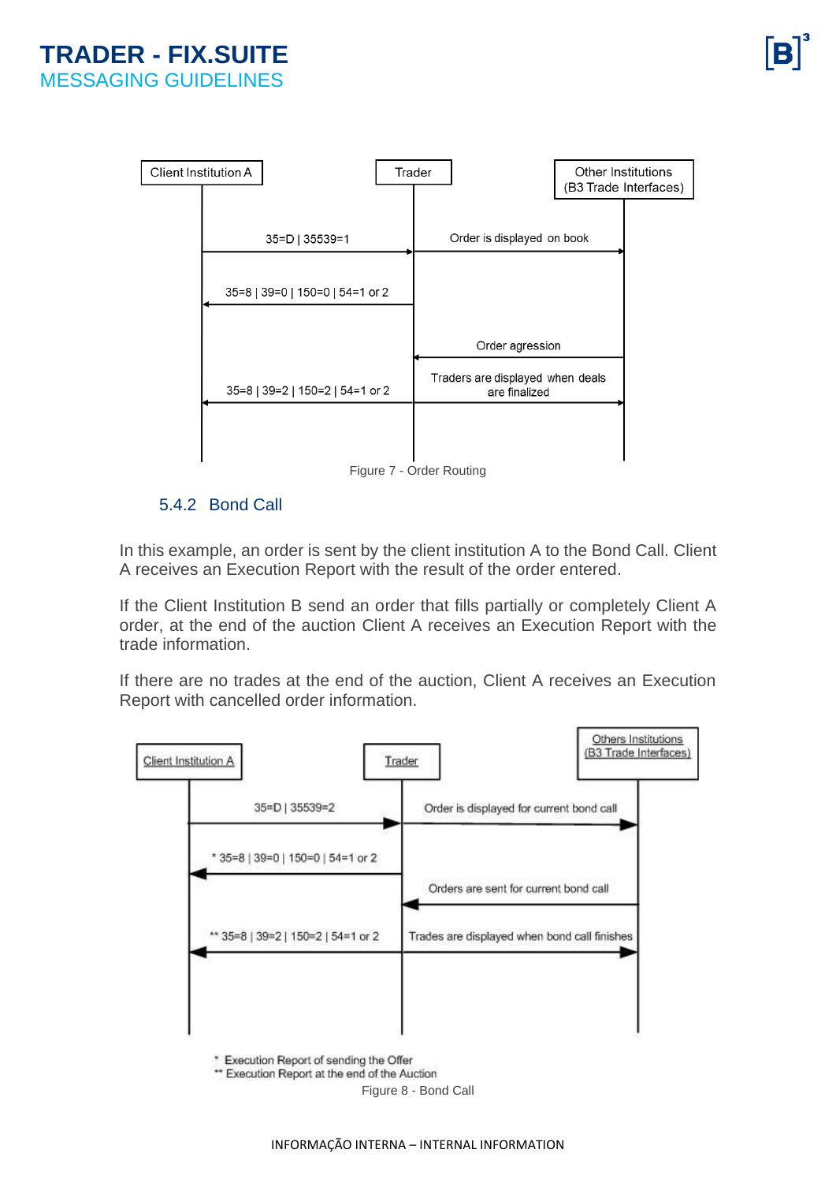Client Institution A

Trader

Other Institutions (B3 Trade Interfaces)

35=D | 35539=1

Order is displayed on book

35=8 | 39=0 | 150=0 | 54=1 or 2

Order agression

Traders are displayed when deals are finalized

35=8 | 39=2 | 150=2 | 54=1 or 2

Figure 7 - Order Routing

### 5.4.2 Bond Call

In this example, an order is sent by the client institution A to the Bond Call. Client A receives an Execution Report with the result of the order entered.

If the Client Institution B send an order that fills partially or completely Client A order, at the end of the auction Client A receives an Execution Report with the trade information.

If there are no trades at the end of the auction, Client A receives an Execution Report with cancelled order information.

Client Institution A

Trader

Others Institutions (B3 Trade Interfaces)

35=D | 35539=2

Order is displayed for current bond call

* 35=8 | 39=0 | 150=0 | 54=1 or 2

Orders are sent for current bond call

** 35=8 | 39=2 | 150=2 | 54=1 or 2

Trades are displayed when bond call finishes

* Execution Report of sending the Offer
** Execution Report at the end of the Auction

Figure 8 - Bond Call